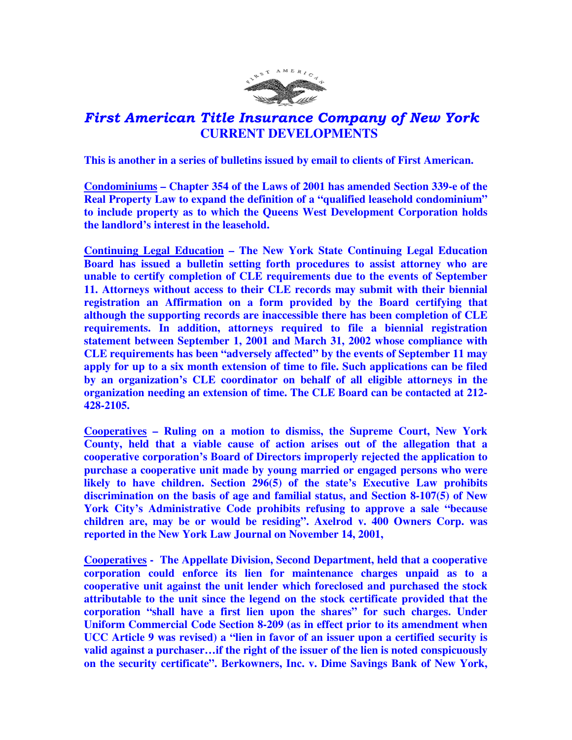# *First American Title Insurance Company of New York*

## CURRENT DEVELOPMENTS

**This is another in a series of bulletins issued by email to clients of First American.**

**Condominiums – Chapter 354 of the Laws of 2001 has amended Section 339-e of the Real Property Law to expand the definition of a "qualified leasehold condominium" to include property as to which the Queens West Development Corporation holds the landlord's interest in the leasehold.**

**Continuing Legal Education – The New York State Continuing Legal Education Board has issued a bulletin setting forth procedures to assist attorney who are unable to certify completion of CLE requirements due to the events of September 11. Attorneys without access to their CLE records may submit with their biennial registration an Affirmation on a form provided by the Board certifying that although the supporting records are inaccessible there has been completion of CLE requirements. In addition, attorneys required to file a biennial registration statement between September 1, 2001 and March 31, 2002 whose compliance with CLE requirements has been "adversely affected" by the events of September 11 may apply for up to a six month extension of time to file. Such applications can be filed by an organization's CLE coordinator on behalf of all eligible attorneys in the organization needing an extension of time. The CLE Board can be contacted at 212-428-2105.**

**Cooperatives – Ruling on a motion to dismiss, the Supreme Court, New York County, held that a viable cause of action arises out of the allegation that a cooperative corporation's Board of Directors improperly rejected the application to purchase a cooperative unit made by young married or engaged persons who were likely to have children. Section 296(5) of the state's Executive Law prohibits discrimination on the basis of age and familial status, and Section 8-107(5) of New York City's Administrative Code prohibits refusing to approve a sale "because children are, may be or would be residing". Axelrod v. 400 Owners Corp. was reported in the New York Law Journal on November 14, 2001,**

**Cooperatives - The Appellate Division, Second Department, held that a cooperative corporation could enforce its lien for maintenance charges unpaid as to a cooperative unit against the unit lender which foreclosed and purchased the stock attributable to the unit since the legend on the stock certificate provided that the corporation "shall have a first lien upon the shares" for such charges. Under Uniform Commercial Code Section 8-209 (as in effect prior to its amendment when UCC Article 9 was revised) a "lien in favor of an issuer upon a certified security is valid against a purchaser…if the right of the issuer of the lien is noted conspicuously on the security certificate". Berkowners, Inc. v. Dime Savings Bank of New York,**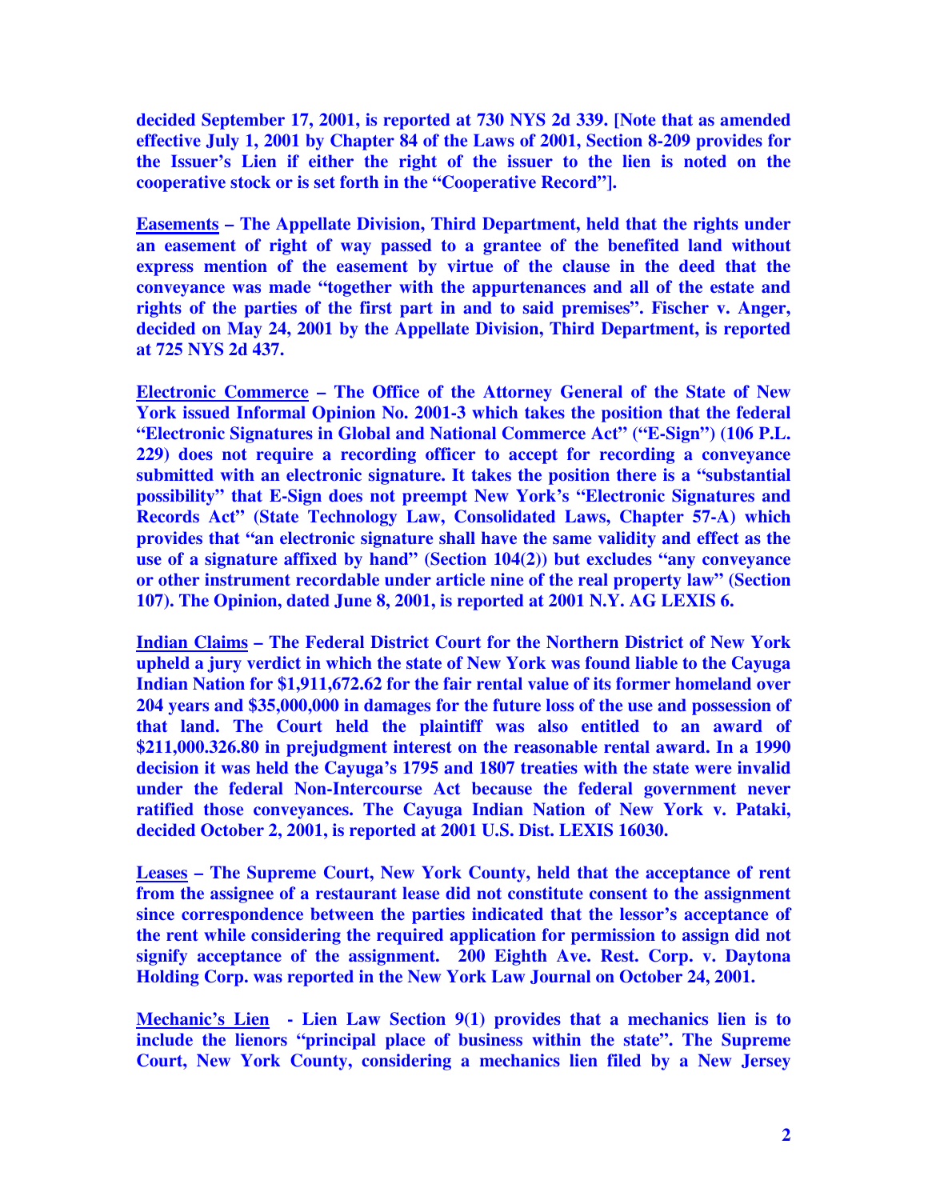**decided September 17, 2001, is reported at 730 NYS 2d 339. [Note that as amended effective July 1, 2001 by Chapter 84 of the Laws of 2001, Section 8-209 provides for the Issuer's Lien if either the right of the issuer to the lien is noted on the cooperative stock or is set forth in the "Cooperative Record"].**

**<u>Easements</u> – The Appellate Division, Third Department, held that the rights under an easement of right of way passed to a grantee of the benefited land without express mention of the easement by virtue of the clause in the deed that the conveyance was made "together with the appurtenances and all of the estate and rights of the parties of the first part in and to said premises". Fischer v. Anger, decided on May 24, 2001 by the Appellate Division, Third Department, is reported at 725 NYS 2d 437.**

**<u>Electronic Commerce</u> – The Office of the Attorney General of the State of New York issued Informal Opinion No. 2001-3 which takes the position that the federal "Electronic Signatures in Global and National Commerce Act" ("E-Sign") (106 P.L. 229) does not require a recording officer to accept for recording a conveyance submitted with an electronic signature. It takes the position there is a "substantial possibility" that E-Sign does not preempt New York's "Electronic Signatures and Records Act" (State Technology Law, Consolidated Laws, Chapter 57-A) which provides that "an electronic signature shall have the same validity and effect as the use of a signature affixed by hand" (Section 104(2)) but excludes "any conveyance or other instrument recordable under article nine of the real property law" (Section 107). The Opinion, dated June 8, 2001, is reported at 2001 N.Y. AG LEXIS 6.**

**<u>Indian Claims</u> – The Federal District Court for the Northern District of New York upheld a jury verdict in which the state of New York was found liable to the Cayuga Indian Nation for $1,911,672.62 for the fair rental value of its former homeland over 204 years and $35,000,000 in damages for the future loss of the use and possession of that land. The Court held the plaintiff was also entitled to an award of $211,000.326.80 in prejudgment interest on the reasonable rental award. In a 1990 decision it was held the Cayuga's 1795 and 1807 treaties with the state were invalid under the federal Non-Intercourse Act because the federal government never ratified those conveyances. The Cayuga Indian Nation of New York v. Pataki, decided October 2, 2001, is reported at 2001 U.S. Dist. LEXIS 16030.**

**<u>Leases</u> – The Supreme Court, New York County, held that the acceptance of rent from the assignee of a restaurant lease did not constitute consent to the assignment since correspondence between the parties indicated that the lessor's acceptance of the rent while considering the required application for permission to assign did not signify acceptance of the assignment. 200 Eighth Ave. Rest. Corp. v. Daytona Holding Corp. was reported in the New York Law Journal on October 24, 2001.**

**<u>Mechanic's Lien</u> - Lien Law Section 9(1) provides that a mechanics lien is to include the lienors "principal place of business within the state". The Supreme Court, New York County, considering a mechanics lien filed by a New Jersey**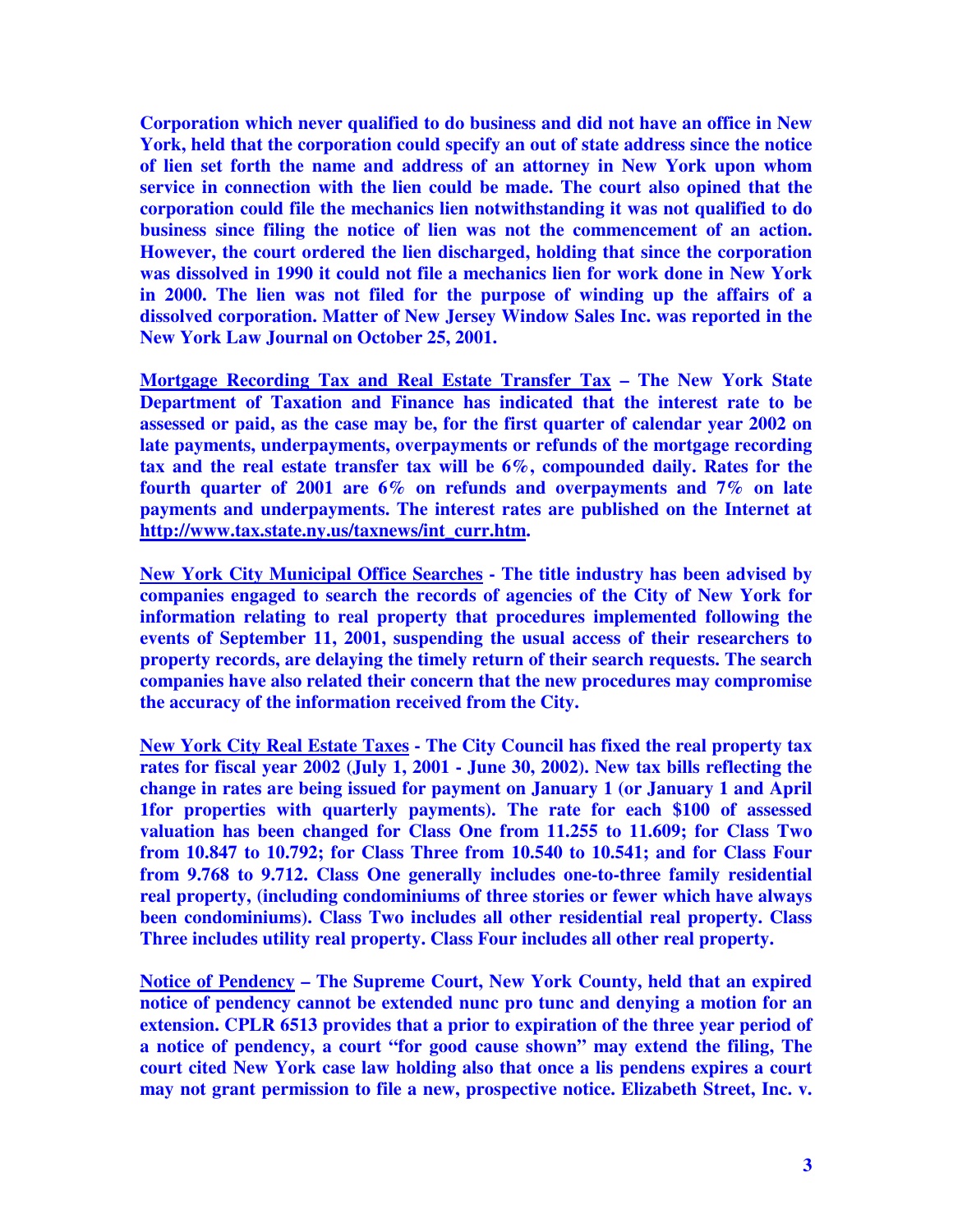**Corporation which never qualified to do business and did not have an office in New York, held that the corporation could specify an out of state address since the notice of lien set forth the name and address of an attorney in New York upon whom service in connection with the lien could be made. The court also opined that the corporation could file the mechanics lien notwithstanding it was not qualified to do business since filing the notice of lien was not the commencement of an action. However, the court ordered the lien discharged, holding that since the corporation was dissolved in 1990 it could not file a mechanics lien for work done in New York in 2000. The lien was not filed for the purpose of winding up the affairs of a dissolved corporation. Matter of New Jersey Window Sales Inc. was reported in the New York Law Journal on October 25, 2001.**

**<u>Mortgage Recording Tax and Real Estate Transfer Tax</u> – The New York State Department of Taxation and Finance has indicated that the interest rate to be assessed or paid, as the case may be, for the first quarter of calendar year 2002 on late payments, underpayments, overpayments or refunds of the mortgage recording tax and the real estate transfer tax will be 6%, compounded daily. Rates for the fourth quarter of 2001 are 6% on refunds and overpayments and 7% on late payments and underpayments. The interest rates are published on the Internet at <u>http://www.tax.state.ny.us/taxnews/int_curr.htm</u>.**

**<u>New York City Municipal Office Searches</u> - The title industry has been advised by companies engaged to search the records of agencies of the City of New York for information relating to real property that procedures implemented following the events of September 11, 2001, suspending the usual access of their researchers to property records, are delaying the timely return of their search requests. The search companies have also related their concern that the new procedures may compromise the accuracy of the information received from the City.**

**<u>New York City Real Estate Taxes</u> - The City Council has fixed the real property tax rates for fiscal year 2002 (July 1, 2001 - June 30, 2002). New tax bills reflecting the change in rates are being issued for payment on January 1 (or January 1 and April 1for properties with quarterly payments). The rate for each $100 of assessed valuation has been changed for Class One from 11.255 to 11.609; for Class Two from 10.847 to 10.792; for Class Three from 10.540 to 10.541; and for Class Four from 9.768 to 9.712. Class One generally includes one-to-three family residential real property, (including condominiums of three stories or fewer which have always been condominiums). Class Two includes all other residential real property. Class Three includes utility real property. Class Four includes all other real property.**

**<u>Notice of Pendency</u> – The Supreme Court, New York County, held that an expired notice of pendency cannot be extended nunc pro tunc and denying a motion for an extension. CPLR 6513 provides that a prior to expiration of the three year period of a notice of pendency, a court "for good cause shown" may extend the filing, The court cited New York case law holding also that once a lis pendens expires a court may not grant permission to file a new, prospective notice. Elizabeth Street, Inc. v.**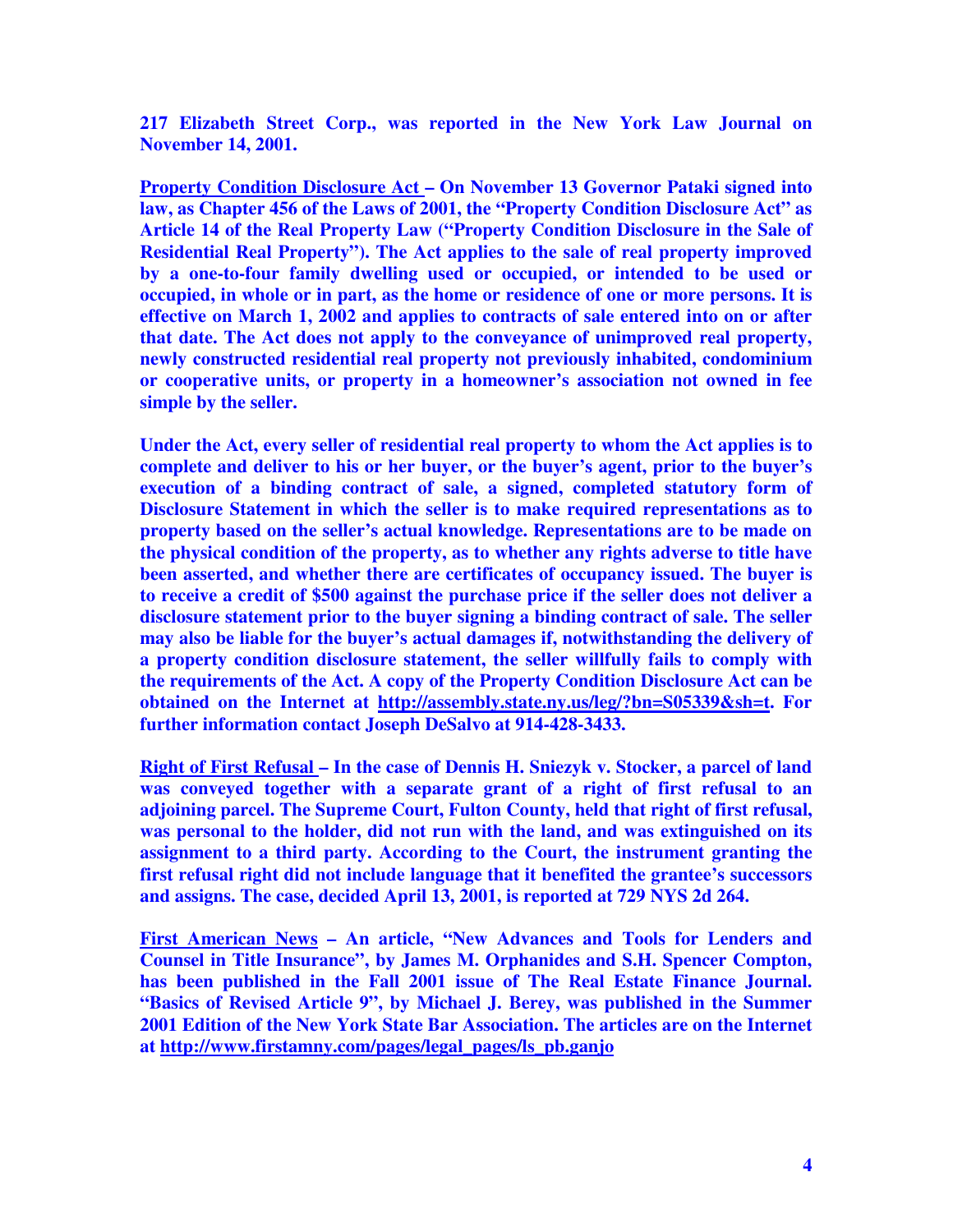**217 Elizabeth Street Corp., was reported in the New York Law Journal on November 14, 2001.**

**Property Condition Disclosure Act – On November 13 Governor Pataki signed into law, as Chapter 456 of the Laws of 2001, the "Property Condition Disclosure Act" as Article 14 of the Real Property Law ("Property Condition Disclosure in the Sale of Residential Real Property"). The Act applies to the sale of real property improved by a one-to-four family dwelling used or occupied, or intended to be used or occupied, in whole or in part, as the home or residence of one or more persons. It is effective on March 1, 2002 and applies to contracts of sale entered into on or after that date. The Act does not apply to the conveyance of unimproved real property, newly constructed residential real property not previously inhabited, condominium or cooperative units, or property in a homeowner's association not owned in fee simple by the seller.**

**Under the Act, every seller of residential real property to whom the Act applies is to complete and deliver to his or her buyer, or the buyer's agent, prior to the buyer's execution of a binding contract of sale, a signed, completed statutory form of Disclosure Statement in which the seller is to make required representations as to property based on the seller's actual knowledge. Representations are to be made on the physical condition of the property, as to whether any rights adverse to title have been asserted, and whether there are certificates of occupancy issued. The buyer is to receive a credit of $500 against the purchase price if the seller does not deliver a disclosure statement prior to the buyer signing a binding contract of sale. The seller may also be liable for the buyer's actual damages if, notwithstanding the delivery of a property condition disclosure statement, the seller willfully fails to comply with the requirements of the Act. A copy of the Property Condition Disclosure Act can be obtained on the Internet at http://assembly.state.ny.us/leg/?bn=S05339&sh=t. For further information contact Joseph DeSalvo at 914-428-3433.**

**Right of First Refusal – In the case of Dennis H. Sniezyk v. Stocker, a parcel of land was conveyed together with a separate grant of a right of first refusal to an adjoining parcel. The Supreme Court, Fulton County, held that right of first refusal, was personal to the holder, did not run with the land, and was extinguished on its assignment to a third party. According to the Court, the instrument granting the first refusal right did not include language that it benefited the grantee's successors and assigns. The case, decided April 13, 2001, is reported at 729 NYS 2d 264.**

**First American News – An article, "New Advances and Tools for Lenders and Counsel in Title Insurance", by James M. Orphanides and S.H. Spencer Compton, has been published in the Fall 2001 issue of The Real Estate Finance Journal. "Basics of Revised Article 9", by Michael J. Berey, was published in the Summer 2001 Edition of the New York State Bar Association. The articles are on the Internet at http://www.firstamny.com/pages/legal_pages/ls_pb.ganjo**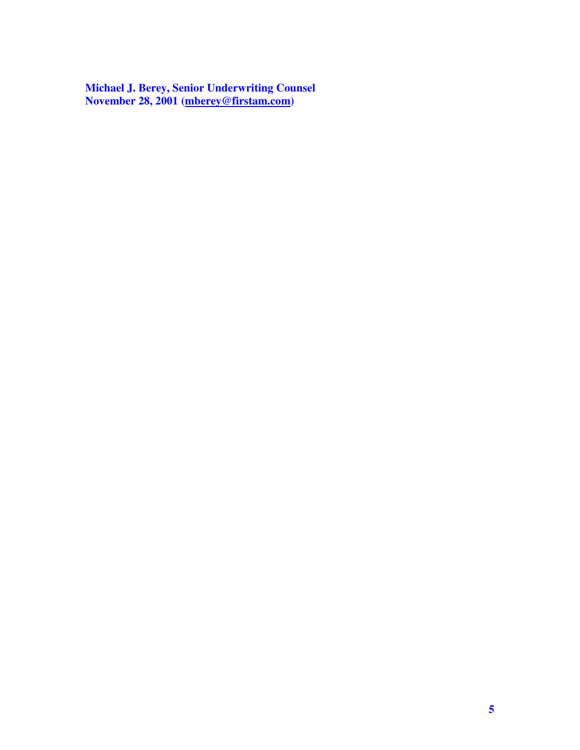**Michael J. Berey, Senior Underwriting Counsel**
**November 28, 2001 ([mberey@firstam.com](mailto:mberey@firstam.com))**